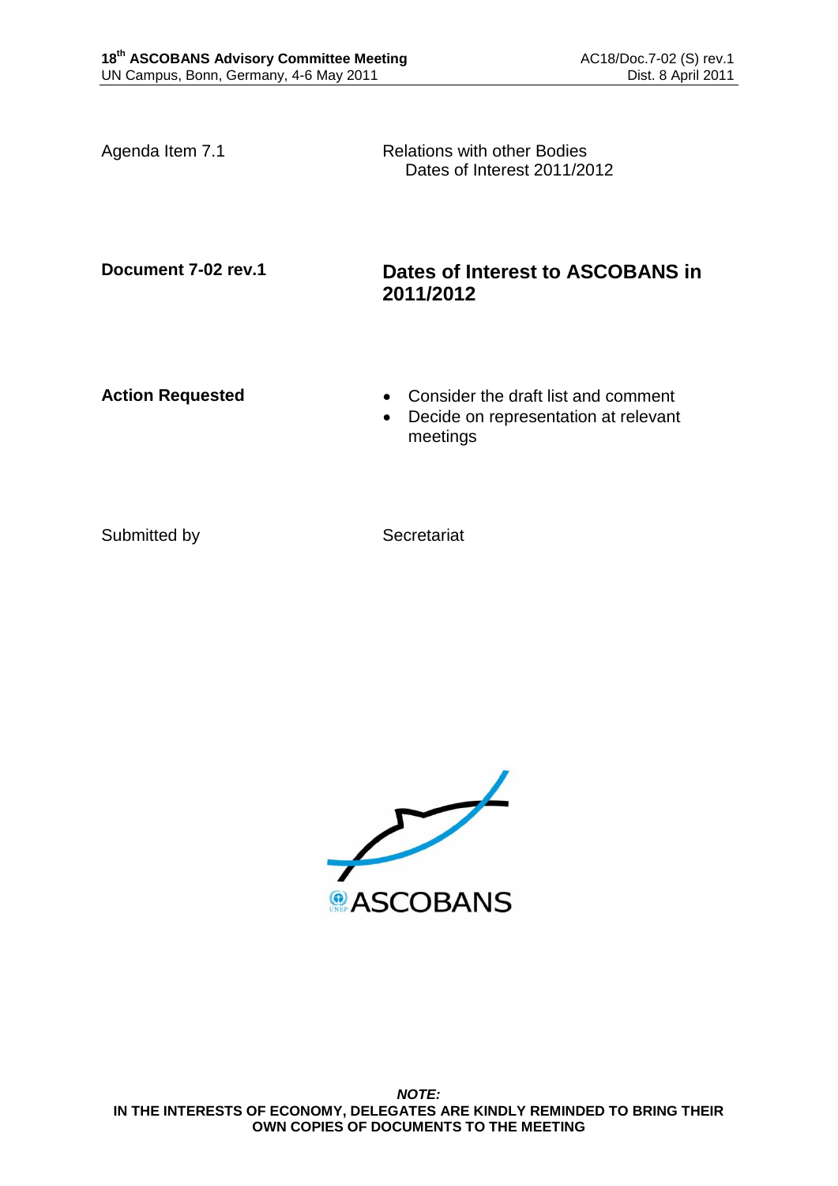| | |
|---|---|
| Agenda Item 7.1 | Relations with other Bodies<br>Dates of Interest 2011/2012 |
| **Document 7-02 rev.1** | **Dates of Interest to ASCOBANS in 2011/2012** |
| **Action Requested** | • Consider the draft list and comment<br>• Decide on representation at relevant meetings |
| Submitted by | Secretariat |

***NOTE:***
**IN THE INTERESTS OF ECONOMY, DELEGATES ARE KINDLY REMINDED TO BRING THEIR OWN COPIES OF DOCUMENTS TO THE MEETING**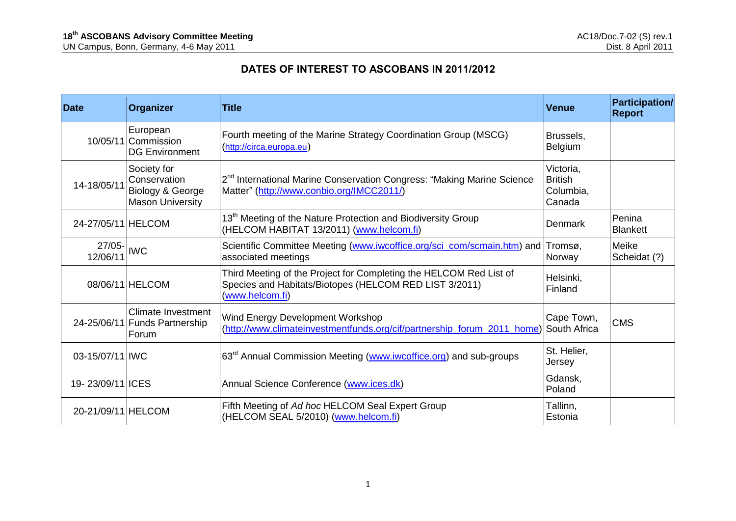# DATES OF INTEREST TO ASCOBANS IN 2011/2012

| Date | Organizer | Title | Venue | Participation/ Report |
|---|---|---|---|---|
| 10/05/11 | European Commission DG Environment | Fourth meeting of the Marine Strategy Coordination Group (MSCG) (http://circa.europa.eu) | Brussels, Belgium | |
| 14-18/05/11 | Society for Conservation Biology & George Mason University | 2nd International Marine Conservation Congress: "Making Marine Science Matter" (http://www.conbio.org/IMCC2011/) | Victoria, British Columbia, Canada | |
| 24-27/05/11 | HELCOM | 13th Meeting of the Nature Protection and Biodiversity Group (HELCOM HABITAT 13/2011) (www.helcom.fi) | Denmark | Penina Blankett |
| 27/05-12/06/11 | IWC | Scientific Committee Meeting (www.iwcoffice.org/sci_com/scmain.htm) and associated meetings | Tromsø, Norway | Meike Scheidat (?) |
| 08/06/11 | HELCOM | Third Meeting of the Project for Completing the HELCOM Red List of Species and Habitats/Biotopes (HELCOM RED LIST 3/2011) (www.helcom.fi) | Helsinki, Finland | |
| 24-25/06/11 | Climate Investment Funds Partnership Forum | Wind Energy Development Workshop (http://www.climateinvestmentfunds.org/cif/partnership_forum_2011_home) | Cape Town, South Africa | CMS |
| 03-15/07/11 | IWC | 63rd Annual Commission Meeting (www.iwcoffice.org) and sub-groups | St. Helier, Jersey | |
| 19- 23/09/11 | ICES | Annual Science Conference (www.ices.dk) | Gdansk, Poland | |
| 20-21/09/11 | HELCOM | Fifth Meeting of *Ad hoc* HELCOM Seal Expert Group (HELCOM SEAL 5/2010) (www.helcom.fi) | Tallinn, Estonia | |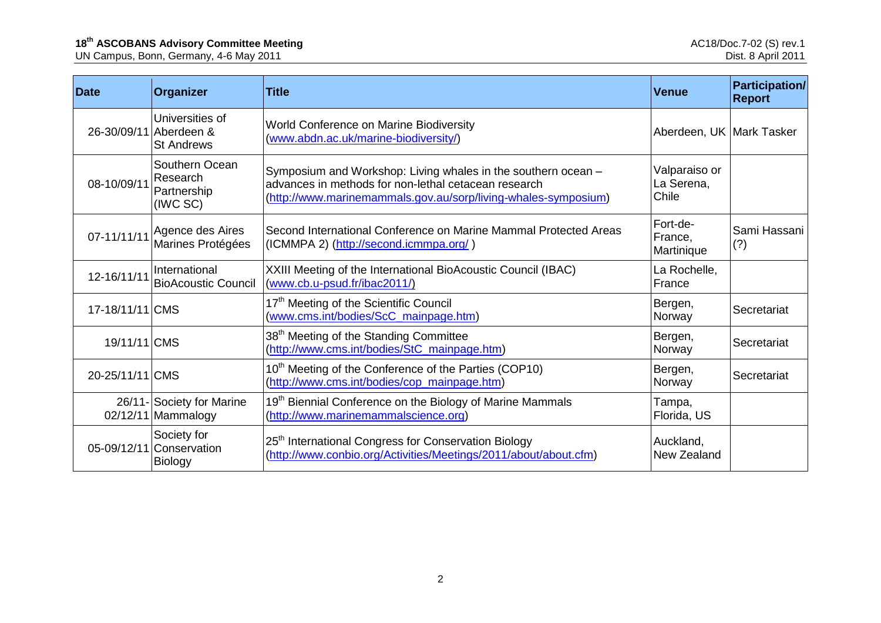| Date | Organizer | Title | Venue | Participation/ Report |
|---|---|---|---|---|
| 26-30/09/11 | Universities of Aberdeen & St Andrews | World Conference on Marine Biodiversity (www.abdn.ac.uk/marine-biodiversity/) | Aberdeen, UK | Mark Tasker |
| 08-10/09/11 | Southern Ocean Research Partnership (IWC SC) | Symposium and Workshop: Living whales in the southern ocean – advances in methods for non-lethal cetacean research (http://www.marinemammals.gov.au/sorp/living-whales-symposium) | Valparaiso or La Serena, Chile | |
| 07-11/11/11 | Agence des Aires Marines Protégées | Second International Conference on Marine Mammal Protected Areas (ICMMPA 2) (http://second.icmmpa.org/ ) | Fort-de-France, Martinique | Sami Hassani (?) |
| 12-16/11/11 | International BioAcoustic Council | XXIII Meeting of the International BioAcoustic Council (IBAC) (www.cb.u-psud.fr/ibac2011/) | La Rochelle, France | |
| 17-18/11/11 | CMS | 17th Meeting of the Scientific Council (www.cms.int/bodies/ScC_mainpage.htm) | Bergen, Norway | Secretariat |
| 19/11/11 | CMS | 38th Meeting of the Standing Committee (http://www.cms.int/bodies/StC_mainpage.htm) | Bergen, Norway | Secretariat |
| 20-25/11/11 | CMS | 10th Meeting of the Conference of the Parties (COP10) (http://www.cms.int/bodies/cop_mainpage.htm) | Bergen, Norway | Secretariat |
| 26/11-02/12/11 | Society for Marine Mammalogy | 19th Biennial Conference on the Biology of Marine Mammals (http://www.marinemammalscience.org) | Tampa, Florida, US | |
| 05-09/12/11 | Society for Conservation Biology | 25th International Congress for Conservation Biology (http://www.conbio.org/Activities/Meetings/2011/about/about.cfm) | Auckland, New Zealand | |